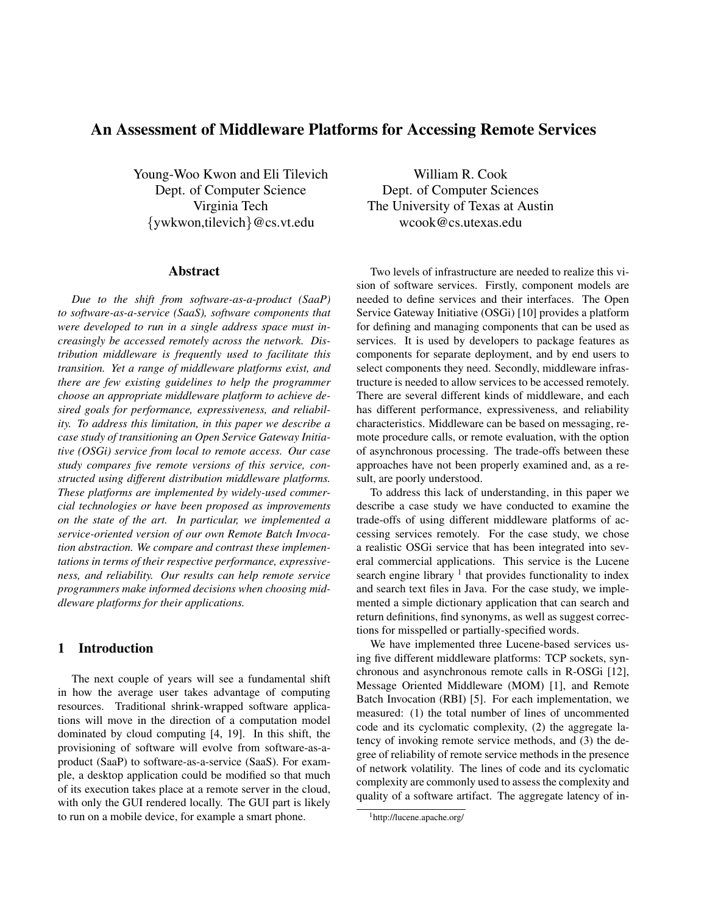# An Assessment of Middleware Platforms for Accessing Remote Services

Young-Woo Kwon and Eli Tilevich
Dept. of Computer Science
Virginia Tech
{ywkwon,tilevich}@cs.vt.edu

William R. Cook
Dept. of Computer Sciences
The University of Texas at Austin
wcook@cs.utexas.edu

## Abstract

*Due to the shift from software-as-a-product (SaaP) to software-as-a-service (SaaS), software components that were developed to run in a single address space must increasingly be accessed remotely across the network. Distribution middleware is frequently used to facilitate this transition. Yet a range of middleware platforms exist, and there are few existing guidelines to help the programmer choose an appropriate middleware platform to achieve desired goals for performance, expressiveness, and reliability. To address this limitation, in this paper we describe a case study of transitioning an Open Service Gateway Initiative (OSGi) service from local to remote access. Our case study compares five remote versions of this service, constructed using different distribution middleware platforms. These platforms are implemented by widely-used commercial technologies or have been proposed as improvements on the state of the art. In particular, we implemented a service-oriented version of our own Remote Batch Invocation abstraction. We compare and contrast these implementations in terms of their respective performance, expressiveness, and reliability. Our results can help remote service programmers make informed decisions when choosing middleware platforms for their applications.*

## 1 Introduction

The next couple of years will see a fundamental shift in how the average user takes advantage of computing resources. Traditional shrink-wrapped software applications will move in the direction of a computation model dominated by cloud computing [4, 19]. In this shift, the provisioning of software will evolve from software-as-a-product (SaaP) to software-as-a-service (SaaS). For example, a desktop application could be modified so that much of its execution takes place at a remote server in the cloud, with only the GUI rendered locally. The GUI part is likely to run on a mobile device, for example a smart phone.

Two levels of infrastructure are needed to realize this vision of software services. Firstly, component models are needed to define services and their interfaces. The Open Service Gateway Initiative (OSGi) [10] provides a platform for defining and managing components that can be used as services. It is used by developers to package features as components for separate deployment, and by end users to select components they need. Secondly, middleware infrastructure is needed to allow services to be accessed remotely. There are several different kinds of middleware, and each has different performance, expressiveness, and reliability characteristics. Middleware can be based on messaging, remote procedure calls, or remote evaluation, with the option of asynchronous processing. The trade-offs between these approaches have not been properly examined and, as a result, are poorly understood.

To address this lack of understanding, in this paper we describe a case study we have conducted to examine the trade-offs of using different middleware platforms of accessing services remotely. For the case study, we chose a realistic OSGi service that has been integrated into several commercial applications. This service is the Lucene search engine library [1] that provides functionality to index and search text files in Java. For the case study, we implemented a simple dictionary application that can search and return definitions, find synonyms, as well as suggest corrections for misspelled or partially-specified words.

We have implemented three Lucene-based services using five different middleware platforms: TCP sockets, synchronous and asynchronous remote calls in R-OSGi [12], Message Oriented Middleware (MOM) [1], and Remote Batch Invocation (RBI) [5]. For each implementation, we measured: (1) the total number of lines of uncommented code and its cyclomatic complexity, (2) the aggregate latency of invoking remote service methods, and (3) the degree of reliability of remote service methods in the presence of network volatility. The lines of code and its cyclomatic complexity are commonly used to assess the complexity and quality of a software artifact. The aggregate latency of in-

[1] http://lucene.apache.org/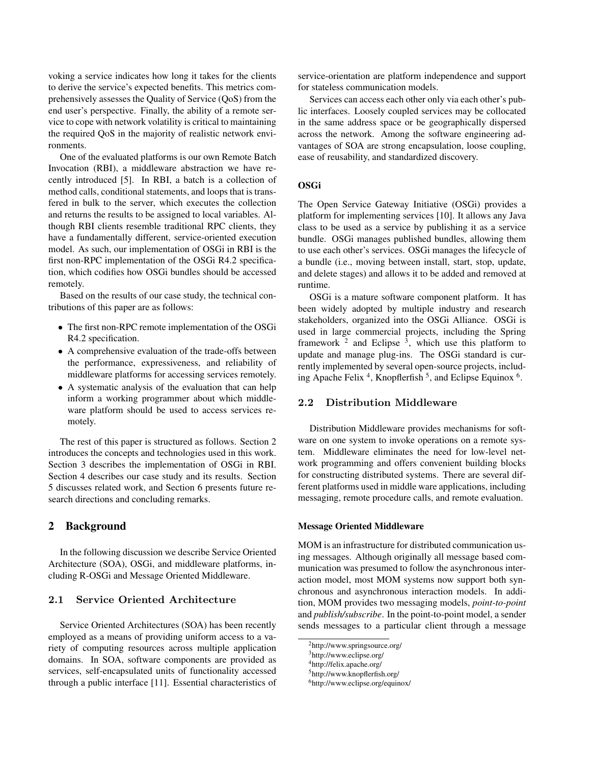voking a service indicates how long it takes for the clients to derive the service's expected benefits. This metrics comprehensively assesses the Quality of Service (QoS) from the end user's perspective. Finally, the ability of a remote service to cope with network volatility is critical to maintaining the required QoS in the majority of realistic network environments.

One of the evaluated platforms is our own Remote Batch Invocation (RBI), a middleware abstraction we have recently introduced [5]. In RBI, a batch is a collection of method calls, conditional statements, and loops that is transferred in bulk to the server, which executes the collection and returns the results to be assigned to local variables. Although RBI clients resemble traditional RPC clients, they have a fundamentally different, service-oriented execution model. As such, our implementation of OSGi in RBI is the first non-RPC implementation of the OSGi R4.2 specification, which codifies how OSGi bundles should be accessed remotely.

Based on the results of our case study, the technical contributions of this paper are as follows:

- The first non-RPC remote implementation of the OSGi R4.2 specification.
- A comprehensive evaluation of the trade-offs between the performance, expressiveness, and reliability of middleware platforms for accessing services remotely.
- A systematic analysis of the evaluation that can help inform a working programmer about which middleware platform should be used to access services remotely.

The rest of this paper is structured as follows. Section 2 introduces the concepts and technologies used in this work. Section 3 describes the implementation of OSGi in RBI. Section 4 describes our case study and its results. Section 5 discusses related work, and Section 6 presents future research directions and concluding remarks.

## 2 Background

In the following discussion we describe Service Oriented Architecture (SOA), OSGi, and middleware platforms, including R-OSGi and Message Oriented Middleware.

### 2.1 Service Oriented Architecture

Service Oriented Architectures (SOA) has been recently employed as a means of providing uniform access to a variety of computing resources across multiple application domains. In SOA, software components are provided as services, self-encapsulated units of functionality accessed through a public interface [11]. Essential characteristics of service-orientation are platform independence and support for stateless communication models.

Services can access each other only via each other's public interfaces. Loosely coupled services may be collocated in the same address space or be geographically dispersed across the network. Among the software engineering advantages of SOA are strong encapsulation, loose coupling, ease of reusability, and standardized discovery.

#### OSGi

The Open Service Gateway Initiative (OSGi) provides a platform for implementing services [10]. It allows any Java class to be used as a service by publishing it as a service bundle. OSGi manages published bundles, allowing them to use each other's services. OSGi manages the lifecycle of a bundle (i.e., moving between install, start, stop, update, and delete stages) and allows it to be added and removed at runtime.

OSGi is a mature software component platform. It has been widely adopted by multiple industry and research stakeholders, organized into the OSGi Alliance. OSGi is used in large commercial projects, including the Spring framework [2] and Eclipse [3], which use this platform to update and manage plug-ins. The OSGi standard is currently implemented by several open-source projects, including Apache Felix [4], Knopflerfish [5], and Eclipse Equinox [6].

### 2.2 Distribution Middleware

Distribution Middleware provides mechanisms for software on one system to invoke operations on a remote system. Middleware eliminates the need for low-level network programming and offers convenient building blocks for constructing distributed systems. There are several different platforms used in middle ware applications, including messaging, remote procedure calls, and remote evaluation.

#### Message Oriented Middleware

MOM is an infrastructure for distributed communication using messages. Although originally all message based communication was presumed to follow the asynchronous interaction model, most MOM systems now support both synchronous and asynchronous interaction models. In addition, MOM provides two messaging models, *point-to-point* and *publish/subscribe*. In the point-to-point model, a sender sends messages to a particular client through a message

[2] http://www.springsource.org/
[3] http://www.eclipse.org/
[4] http://felix.apache.org/
[5] http://www.knopflerfish.org/
[6] http://www.eclipse.org/equinox/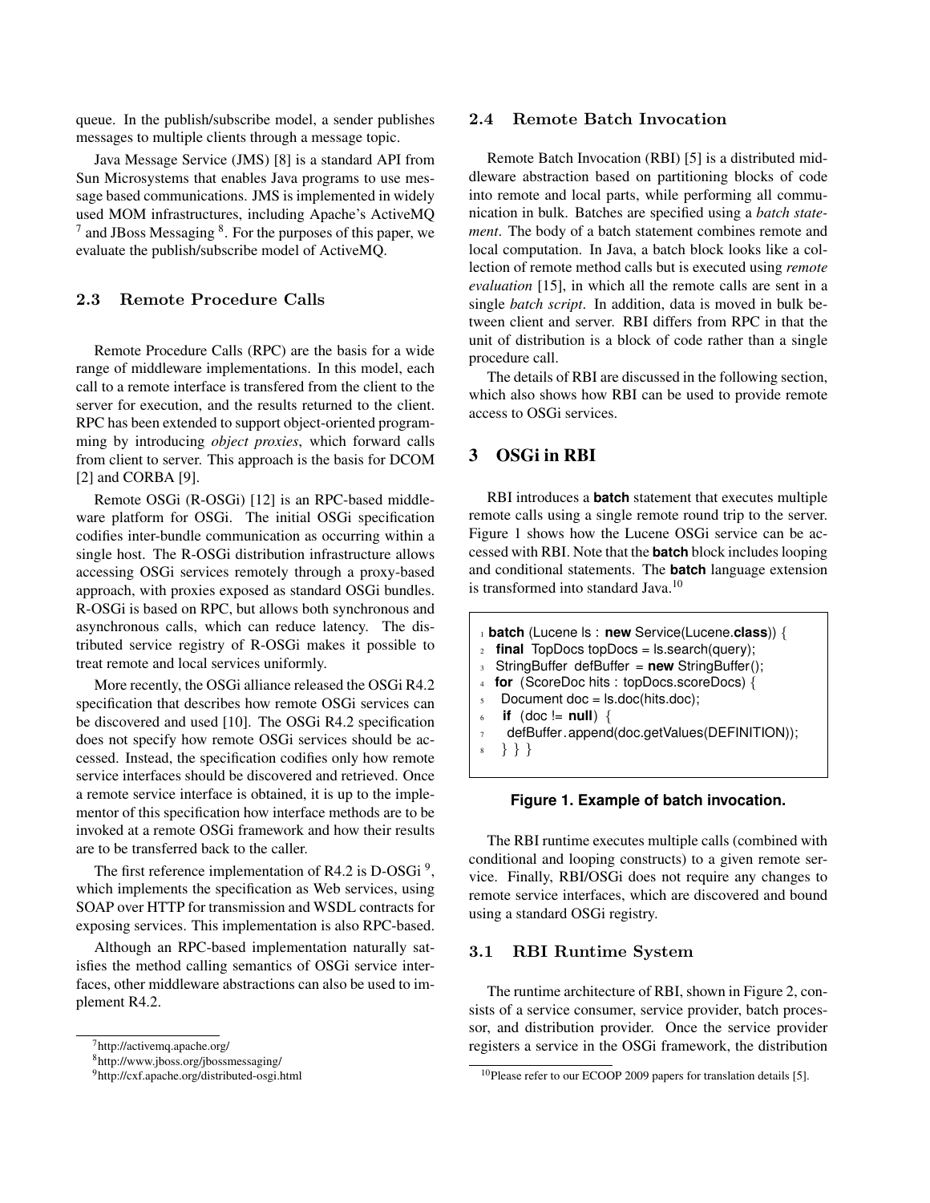queue. In the publish/subscribe model, a sender publishes messages to multiple clients through a message topic.

Java Message Service (JMS) [8] is a standard API from Sun Microsystems that enables Java programs to use message based communications. JMS is implemented in widely used MOM infrastructures, including Apache's ActiveMQ [7] and JBoss Messaging [8]. For the purposes of this paper, we evaluate the publish/subscribe model of ActiveMQ.

### 2.3 Remote Procedure Calls

Remote Procedure Calls (RPC) are the basis for a wide range of middleware implementations. In this model, each call to a remote interface is transfered from the client to the server for execution, and the results returned to the client. RPC has been extended to support object-oriented programming by introducing *object proxies*, which forward calls from client to server. This approach is the basis for DCOM [2] and CORBA [9].

Remote OSGi (R-OSGi) [12] is an RPC-based middleware platform for OSGi. The initial OSGi specification codifies inter-bundle communication as occurring within a single host. The R-OSGi distribution infrastructure allows accessing OSGi services remotely through a proxy-based approach, with proxies exposed as standard OSGi bundles. R-OSGi is based on RPC, but allows both synchronous and asynchronous calls, which can reduce latency. The distributed service registry of R-OSGi makes it possible to treat remote and local services uniformly.

More recently, the OSGi alliance released the OSGi R4.2 specification that describes how remote OSGi services can be discovered and used [10]. The OSGi R4.2 specification does not specify how remote OSGi services should be accessed. Instead, the specification codifies only how remote service interfaces should be discovered and retrieved. Once a remote service interface is obtained, it is up to the implementor of this specification how interface methods are to be invoked at a remote OSGi framework and how their results are to be transferred back to the caller.

The first reference implementation of R4.2 is D-OSGi [9], which implements the specification as Web services, using SOAP over HTTP for transmission and WSDL contracts for exposing services. This implementation is also RPC-based.

Although an RPC-based implementation naturally satisfies the method calling semantics of OSGi service interfaces, other middleware abstractions can also be used to implement R4.2.

[7] http://activemq.apache.org/

[8] http://www.jboss.org/jbossmessaging/

[9] http://cxf.apache.org/distributed-osgi.html

### 2.4 Remote Batch Invocation

Remote Batch Invocation (RBI) [5] is a distributed middleware abstraction based on partitioning blocks of code into remote and local parts, while performing all communication in bulk. Batches are specified using a *batch statement*. The body of a batch statement combines remote and local computation. In Java, a batch block looks like a collection of remote method calls but is executed using *remote evaluation* [15], in which all the remote calls are sent in a single *batch script*. In addition, data is moved in bulk between client and server. RBI differs from RPC in that the unit of distribution is a block of code rather than a single procedure call.

The details of RBI are discussed in the following section, which also shows how RBI can be used to provide remote access to OSGi services.

## 3 OSGi in RBI

RBI introduces a **batch** statement that executes multiple remote calls using a single remote round trip to the server. Figure 1 shows how the Lucene OSGi service can be accessed with RBI. Note that the **batch** block includes looping and conditional statements. The **batch** language extension is transformed into standard Java.[10]

```
1 batch (Lucene ls : new Service(Lucene.class)) {
2   final TopDocs topDocs = ls.search(query);
3   StringBuffer defBuffer = new StringBuffer();
4   for (ScoreDoc hits : topDocs.scoreDocs) {
5     Document doc = ls.doc(hits.doc);
6     if (doc != null) {
7       defBuffer.append(doc.getValues(DEFINITION));
8   } } }
```

**Figure 1. Example of batch invocation.**

The RBI runtime executes multiple calls (combined with conditional and looping constructs) to a given remote service. Finally, RBI/OSGi does not require any changes to remote service interfaces, which are discovered and bound using a standard OSGi registry.

### 3.1 RBI Runtime System

The runtime architecture of RBI, shown in Figure 2, consists of a service consumer, service provider, batch processor, and distribution provider. Once the service provider registers a service in the OSGi framework, the distribution

[10] Please refer to our ECOOP 2009 papers for translation details [5].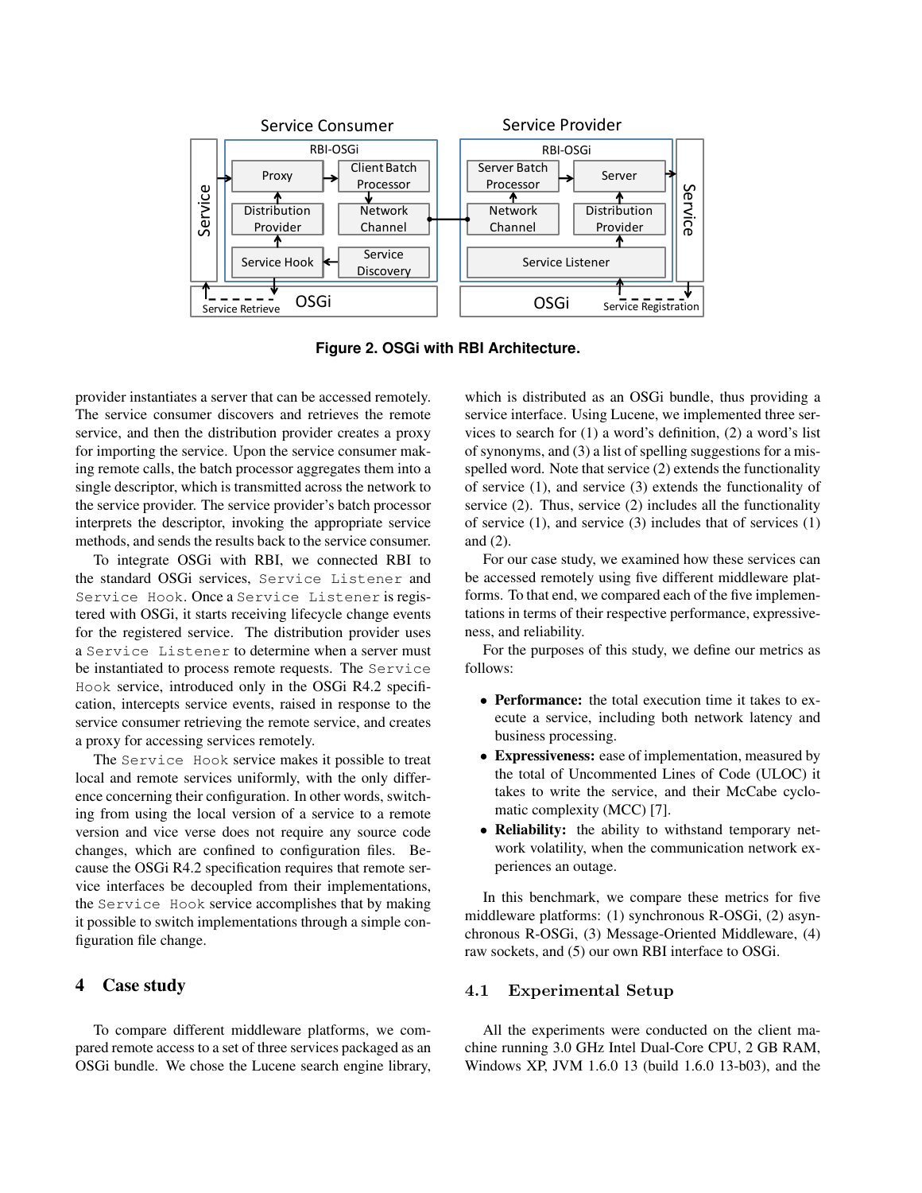Figure 2. OSGi with RBI Architecture.

provider instantiates a server that can be accessed remotely. The service consumer discovers and retrieves the remote service, and then the distribution provider creates a proxy for importing the service. Upon the service consumer making remote calls, the batch processor aggregates them into a single descriptor, which is transmitted across the network to the service provider. The service provider's batch processor interprets the descriptor, invoking the appropriate service methods, and sends the results back to the service consumer.

To integrate OSGi with RBI, we connected RBI to the standard OSGi services, `Service Listener` and `Service Hook`. Once a `Service Listener` is registered with OSGi, it starts receiving lifecycle change events for the registered service. The distribution provider uses a `Service Listener` to determine when a server must be instantiated to process remote requests. The `Service Hook` service, introduced only in the OSGi R4.2 specification, intercepts service events, raised in response to the service consumer retrieving the remote service, and creates a proxy for accessing services remotely.

The `Service Hook` service makes it possible to treat local and remote services uniformly, with the only difference concerning their configuration. In other words, switching from using the local version of a service to a remote version and vice verse does not require any source code changes, which are confined to configuration files. Because the OSGi R4.2 specification requires that remote service interfaces be decoupled from their implementations, the `Service Hook` service accomplishes that by making it possible to switch implementations through a simple configuration file change.

## 4 Case study

To compare different middleware platforms, we compared remote access to a set of three services packaged as an OSGi bundle. We chose the Lucene search engine library, which is distributed as an OSGi bundle, thus providing a service interface. Using Lucene, we implemented three services to search for (1) a word's definition, (2) a word's list of synonyms, and (3) a list of spelling suggestions for a misspelled word. Note that service (2) extends the functionality of service (1), and service (3) extends the functionality of service (2). Thus, service (2) includes all the functionality of service (1), and service (3) includes that of services (1) and (2).

For our case study, we examined how these services can be accessed remotely using five different middleware platforms. To that end, we compared each of the five implementations in terms of their respective performance, expressiveness, and reliability.

For the purposes of this study, we define our metrics as follows:

- **Performance:** the total execution time it takes to execute a service, including both network latency and business processing.
- **Expressiveness:** ease of implementation, measured by the total of Uncommented Lines of Code (ULOC) it takes to write the service, and their McCabe cyclomatic complexity (MCC) [7].
- **Reliability:** the ability to withstand temporary network volatility, when the communication network experiences an outage.

In this benchmark, we compare these metrics for five middleware platforms: (1) synchronous R-OSGi, (2) asynchronous R-OSGi, (3) Message-Oriented Middleware, (4) raw sockets, and (5) our own RBI interface to OSGi.

### 4.1 Experimental Setup

All the experiments were conducted on the client machine running 3.0 GHz Intel Dual-Core CPU, 2 GB RAM, Windows XP, JVM 1.6.0 13 (build 1.6.0 13-b03), and the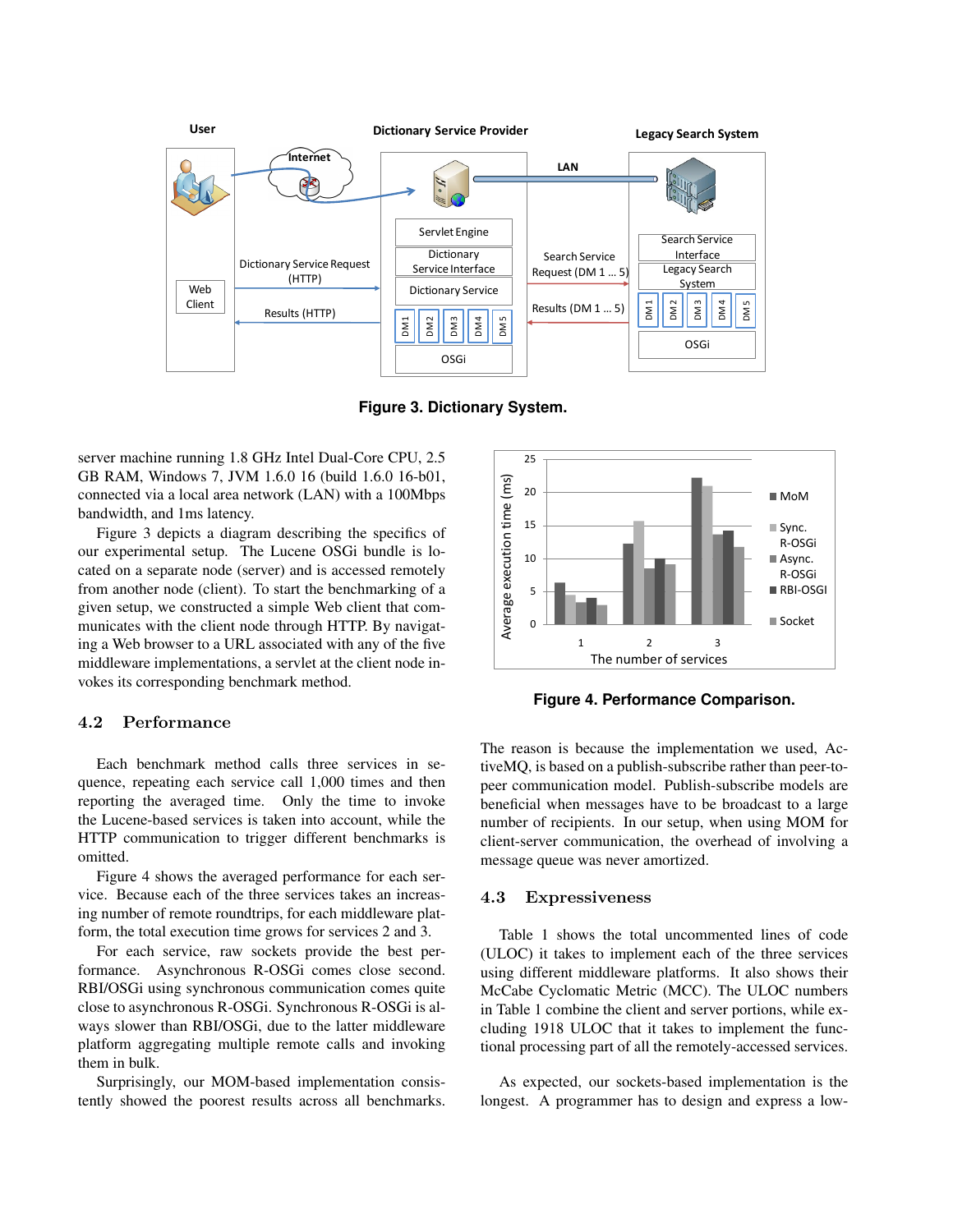Figure 3. Dictionary System.

server machine running 1.8 GHz Intel Dual-Core CPU, 2.5 GB RAM, Windows 7, JVM 1.6.0 16 (build 1.6.0 16-b01, connected via a local area network (LAN) with a 100Mbps bandwidth, and 1ms latency.

Figure 3 depicts a diagram describing the specifics of our experimental setup. The Lucene OSGi bundle is located on a separate node (server) and is accessed remotely from another node (client). To start the benchmarking of a given setup, we constructed a simple Web client that communicates with the client node through HTTP. By navigating a Web browser to a URL associated with any of the five middleware implementations, a servlet at the client node invokes its corresponding benchmark method.

## 4.2 Performance

Each benchmark method calls three services in sequence, repeating each service call 1,000 times and then reporting the averaged time. Only the time to invoke the Lucene-based services is taken into account, while the HTTP communication to trigger different benchmarks is omitted.

Figure 4 shows the averaged performance for each service. Because each of the three services takes an increasing number of remote roundtrips, for each middleware platform, the total execution time grows for services 2 and 3.

For each service, raw sockets provide the best performance. Asynchronous R-OSGi comes close second. RBI/OSGi using synchronous communication comes quite close to asynchronous R-OSGi. Synchronous R-OSGi is always slower than RBI/OSGi, due to the latter middleware platform aggregating multiple remote calls and invoking them in bulk.

Surprisingly, our MOM-based implementation consistently showed the poorest results across all benchmarks.

Figure 4. Performance Comparison.

The reason is because the implementation we used, ActiveMQ, is based on a publish-subscribe rather than peer-to-peer communication model. Publish-subscribe models are beneficial when messages have to be broadcast to a large number of recipients. In our setup, when using MOM for client-server communication, the overhead of involving a message queue was never amortized.

## 4.3 Expressiveness

Table 1 shows the total uncommented lines of code (ULOC) it takes to implement each of the three services using different middleware platforms. It also shows their McCabe Cyclomatic Metric (MCC). The ULOC numbers in Table 1 combine the client and server portions, while excluding 1918 ULOC that it takes to implement the functional processing part of all the remotely-accessed services.

As expected, our sockets-based implementation is the longest. A programmer has to design and express a low-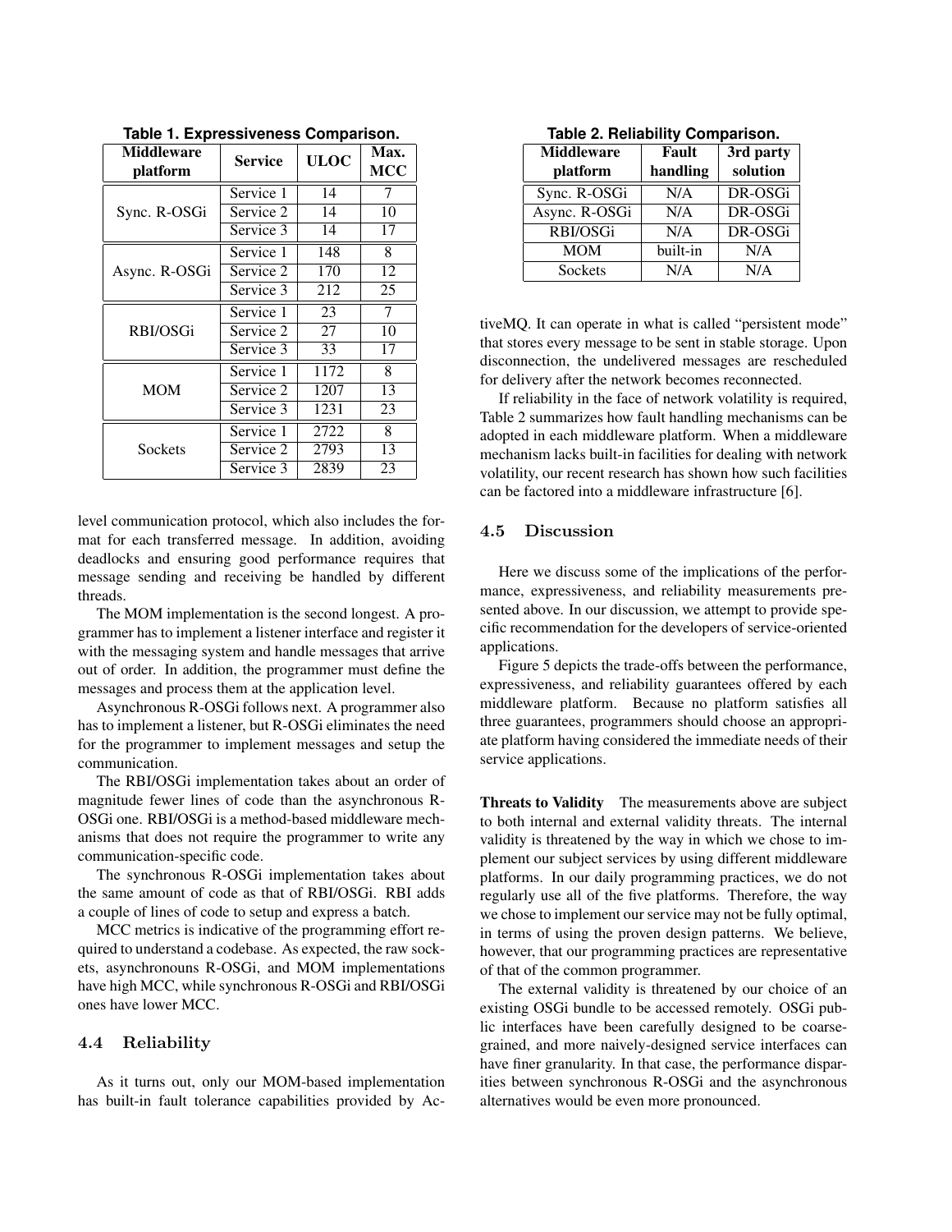**Table 1. Expressiveness Comparison.**

| Middleware platform | Service | ULOC | Max. MCC |
|---|---|---|---|
| Sync. R-OSGi | Service 1 | 14 | 7 |
| | Service 2 | 14 | 10 |
| | Service 3 | 14 | 17 |
| Async. R-OSGi | Service 1 | 148 | 8 |
| | Service 2 | 170 | 12 |
| | Service 3 | 212 | 25 |
| RBI/OSGi | Service 1 | 23 | 7 |
| | Service 2 | 27 | 10 |
| | Service 3 | 33 | 17 |
| MOM | Service 1 | 1172 | 8 |
| | Service 2 | 1207 | 13 |
| | Service 3 | 1231 | 23 |
| Sockets | Service 1 | 2722 | 8 |
| | Service 2 | 2793 | 13 |
| | Service 3 | 2839 | 23 |

level communication protocol, which also includes the format for each transferred message. In addition, avoiding deadlocks and ensuring good performance requires that message sending and receiving be handled by different threads.

The MOM implementation is the second longest. A programmer has to implement a listener interface and register it with the messaging system and handle messages that arrive out of order. In addition, the programmer must define the messages and process them at the application level.

Asynchronous R-OSGi follows next. A programmer also has to implement a listener, but R-OSGi eliminates the need for the programmer to implement messages and setup the communication.

The RBI/OSGi implementation takes about an order of magnitude fewer lines of code than the asynchronous R-OSGi one. RBI/OSGi is a method-based middleware mechanisms that does not require the programmer to write any communication-specific code.

The synchronous R-OSGi implementation takes about the same amount of code as that of RBI/OSGi. RBI adds a couple of lines of code to setup and express a batch.

MCC metrics is indicative of the programming effort required to understand a codebase. As expected, the raw sockets, asynchronouns R-OSGi, and MOM implementations have high MCC, while synchronous R-OSGi and RBI/OSGi ones have lower MCC.

### 4.4 Reliability

As it turns out, only our MOM-based implementation has built-in fault tolerance capabilities provided by ActiveMQ. It can operate in what is called "persistent mode" that stores every message to be sent in stable storage. Upon disconnection, the undelivered messages are rescheduled for delivery after the network becomes reconnected.

**Table 2. Reliability Comparison.**

| Middleware platform | Fault handling | 3rd party solution |
|---|---|---|
| Sync. R-OSGi | N/A | DR-OSGi |
| Async. R-OSGi | N/A | DR-OSGi |
| RBI/OSGi | N/A | DR-OSGi |
| MOM | built-in | N/A |
| Sockets | N/A | N/A |

If reliability in the face of network volatility is required, Table 2 summarizes how fault handling mechanisms can be adopted in each middleware platform. When a middleware mechanism lacks built-in facilities for dealing with network volatility, our recent research has shown how such facilities can be factored into a middleware infrastructure [6].

### 4.5 Discussion

Here we discuss some of the implications of the performance, expressiveness, and reliability measurements presented above. In our discussion, we attempt to provide specific recommendation for the developers of service-oriented applications.

Figure 5 depicts the trade-offs between the performance, expressiveness, and reliability guarantees offered by each middleware platform. Because no platform satisfies all three guarantees, programmers should choose an appropriate platform having considered the immediate needs of their service applications.

**Threats to Validity** The measurements above are subject to both internal and external validity threats. The internal validity is threatened by the way in which we chose to implement our subject services by using different middleware platforms. In our daily programming practices, we do not regularly use all of the five platforms. Therefore, the way we chose to implement our service may not be fully optimal, in terms of using the proven design patterns. We believe, however, that our programming practices are representative of that of the common programmer.

The external validity is threatened by our choice of an existing OSGi bundle to be accessed remotely. OSGi public interfaces have been carefully designed to be coarse-grained, and more naively-designed service interfaces can have finer granularity. In that case, the performance disparities between synchronous R-OSGi and the asynchronous alternatives would be even more pronounced.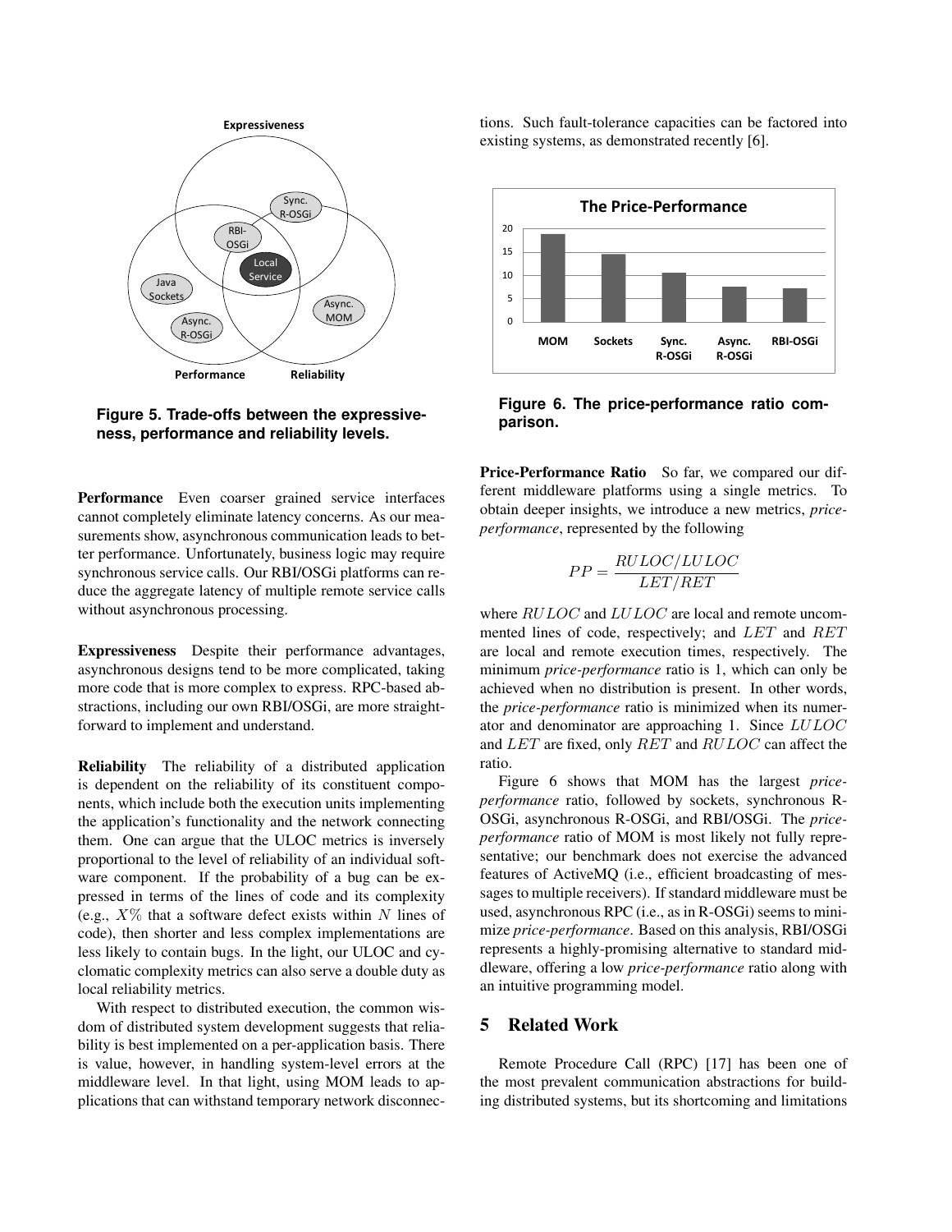**Figure 5. Trade-offs between the expressiveness, performance and reliability levels.**

**Performance** Even coarser grained service interfaces cannot completely eliminate latency concerns. As our measurements show, asynchronous communication leads to better performance. Unfortunately, business logic may require synchronous service calls. Our RBI/OSGi platforms can reduce the aggregate latency of multiple remote service calls without asynchronous processing.

**Expressiveness** Despite their performance advantages, asynchronous designs tend to be more complicated, taking more code that is more complex to express. RPC-based abstractions, including our own RBI/OSGi, are more straightforward to implement and understand.

**Reliability** The reliability of a distributed application is dependent on the reliability of its constituent components, which include both the execution units implementing the application's functionality and the network connecting them. One can argue that the ULOC metrics is inversely proportional to the level of reliability of an individual software component. If the probability of a bug can be expressed in terms of the lines of code and its complexity (e.g., $X\%$ that a software defect exists within $N$ lines of code), then shorter and less complex implementations are less likely to contain bugs. In the light, our ULOC and cyclomatic complexity metrics can also serve a double duty as local reliability metrics.

With respect to distributed execution, the common wisdom of distributed system development suggests that reliability is best implemented on a per-application basis. There is value, however, in handling system-level errors at the middleware level. In that light, using MOM leads to applications that can withstand temporary network disconnections. Such fault-tolerance capacities can be factored into existing systems, as demonstrated recently [6].

**Figure 6. The price-performance ratio comparison.**

**Price-Performance Ratio** So far, we compared our different middleware platforms using a single metrics. To obtain deeper insights, we introduce a new metrics, *price-performance*, represented by the following

$$PP = \frac{RULOC/LULOC}{LET/RET}$$

where $RULOC$ and $LULOC$ are local and remote uncommented lines of code, respectively; and $LET$ and $RET$ are local and remote execution times, respectively. The minimum *price-performance* ratio is 1, which can only be achieved when no distribution is present. In other words, the *price-performance* ratio is minimized when its numerator and denominator are approaching 1. Since $LULOC$ and $LET$ are fixed, only $RET$ and $RULOC$ can affect the ratio.

Figure 6 shows that MOM has the largest *price-performance* ratio, followed by sockets, synchronous R-OSGi, asynchronous R-OSGi, and RBI/OSGi. The *price-performance* ratio of MOM is most likely not fully representative; our benchmark does not exercise the advanced features of ActiveMQ (i.e., efficient broadcasting of messages to multiple receivers). If standard middleware must be used, asynchronous RPC (i.e., as in R-OSGi) seems to minimize *price-performance*. Based on this analysis, RBI/OSGi represents a highly-promising alternative to standard middleware, offering a low *price-performance* ratio along with an intuitive programming model.

## 5 Related Work

Remote Procedure Call (RPC) [17] has been one of the most prevalent communication abstractions for building distributed systems, but its shortcoming and limitations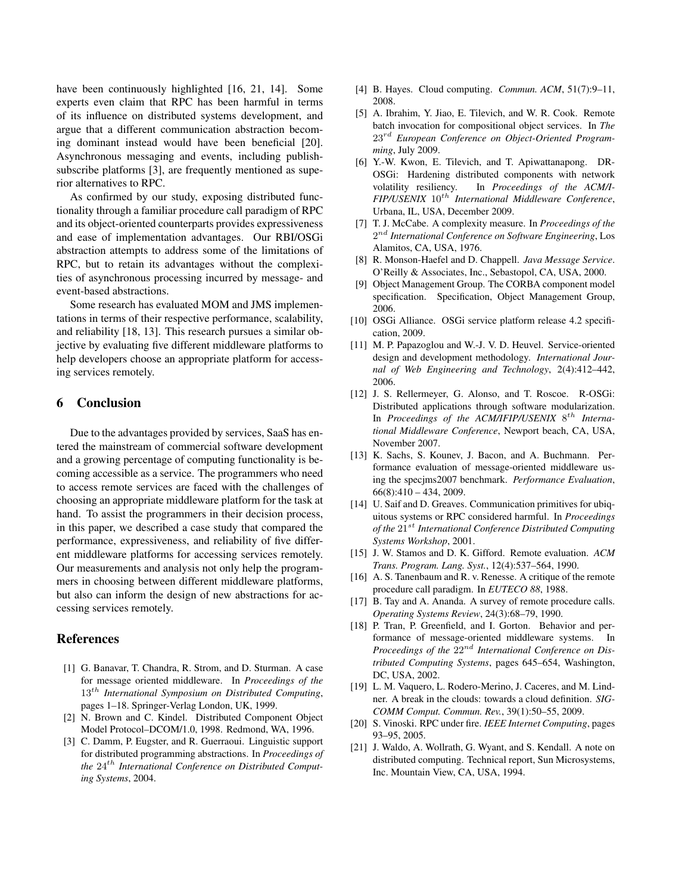have been continuously highlighted [16, 21, 14]. Some experts even claim that RPC has been harmful in terms of its influence on distributed systems development, and argue that a different communication abstraction becoming dominant instead would have been beneficial [20]. Asynchronous messaging and events, including publish-subscribe platforms [3], are frequently mentioned as superior alternatives to RPC.

As confirmed by our study, exposing distributed functionality through a familiar procedure call paradigm of RPC and its object-oriented counterparts provides expressiveness and ease of implementation advantages. Our RBI/OSGi abstraction attempts to address some of the limitations of RPC, but to retain its advantages without the complexities of asynchronous processing incurred by message- and event-based abstractions.

Some research has evaluated MOM and JMS implementations in terms of their respective performance, scalability, and reliability [18, 13]. This research pursues a similar objective by evaluating five different middleware platforms to help developers choose an appropriate platform for accessing services remotely.

## 6 Conclusion

Due to the advantages provided by services, SaaS has entered the mainstream of commercial software development and a growing percentage of computing functionality is becoming accessible as a service. The programmers who need to access remote services are faced with the challenges of choosing an appropriate middleware platform for the task at hand. To assist the programmers in their decision process, in this paper, we described a case study that compared the performance, expressiveness, and reliability of five different middleware platforms for accessing services remotely. Our measurements and analysis not only help the programmers in choosing between different middleware platforms, but also can inform the design of new abstractions for accessing services remotely.

## References

[1] G. Banavar, T. Chandra, R. Strom, and D. Sturman. A case for message oriented middleware. In *Proceedings of the* $13^{th}$ *International Symposium on Distributed Computing*, pages 1–18. Springer-Verlag London, UK, 1999.

[2] N. Brown and C. Kindel. Distributed Component Object Model Protocol–DCOM/1.0, 1998. Redmond, WA, 1996.

[3] C. Damm, P. Eugster, and R. Guerraoui. Linguistic support for distributed programming abstractions. In *Proceedings of the* $24^{th}$ *International Conference on Distributed Computing Systems*, 2004.

[4] B. Hayes. Cloud computing. *Commun. ACM*, 51(7):9–11, 2008.

[5] A. Ibrahim, Y. Jiao, E. Tilevich, and W. R. Cook. Remote batch invocation for compositional object services. In *The* $23^{rd}$ *European Conference on Object-Oriented Programming*, July 2009.

[6] Y.-W. Kwon, E. Tilevich, and T. Apiwattanapong. DR-OSGi: Hardening distributed components with network volatility resiliency. In *Proceedings of the ACM/IFIP/USENIX* $10^{th}$ *International Middleware Conference*, Urbana, IL, USA, December 2009.

[7] T. J. McCabe. A complexity measure. In *Proceedings of the* $2^{nd}$ *International Conference on Software Engineering*, Los Alamitos, CA, USA, 1976.

[8] R. Monson-Haefel and D. Chappell. *Java Message Service*. O'Reilly & Associates, Inc., Sebastopol, CA, USA, 2000.

[9] Object Management Group. The CORBA component model specification. Specification, Object Management Group, 2006.

[10] OSGi Alliance. OSGi service platform release 4.2 specification, 2009.

[11] M. P. Papazoglou and W.-J. V. D. Heuvel. Service-oriented design and development methodology. *International Journal of Web Engineering and Technology*, 2(4):412–442, 2006.

[12] J. S. Rellermeyer, G. Alonso, and T. Roscoe. R-OSGi: Distributed applications through software modularization. In *Proceedings of the ACM/IFIP/USENIX* $8^{th}$ *International Middleware Conference*, Newport beach, CA, USA, November 2007.

[13] K. Sachs, S. Kounev, J. Bacon, and A. Buchmann. Performance evaluation of message-oriented middleware using the specjms2007 benchmark. *Performance Evaluation*, 66(8):410 – 434, 2009.

[14] U. Saif and D. Greaves. Communication primitives for ubiquitous systems or RPC considered harmful. In *Proceedings of the* $21^{st}$ *International Conference Distributed Computing Systems Workshop*, 2001.

[15] J. W. Stamos and D. K. Gifford. Remote evaluation. *ACM Trans. Program. Lang. Syst.*, 12(4):537–564, 1990.

[16] A. S. Tanenbaum and R. v. Renesse. A critique of the remote procedure call paradigm. In *EUTECO 88*, 1988.

[17] B. Tay and A. Ananda. A survey of remote procedure calls. *Operating Systems Review*, 24(3):68–79, 1990.

[18] P. Tran, P. Greenfield, and I. Gorton. Behavior and performance of message-oriented middleware systems. In *Proceedings of the* $22^{nd}$ *International Conference on Distributed Computing Systems*, pages 645–654, Washington, DC, USA, 2002.

[19] L. M. Vaquero, L. Rodero-Merino, J. Caceres, and M. Lindner. A break in the clouds: towards a cloud definition. *SIGCOMM Comput. Commun. Rev.*, 39(1):50–55, 2009.

[20] S. Vinoski. RPC under fire. *IEEE Internet Computing*, pages 93–95, 2005.

[21] J. Waldo, A. Wollrath, G. Wyant, and S. Kendall. A note on distributed computing. Technical report, Sun Microsystems, Inc. Mountain View, CA, USA, 1994.